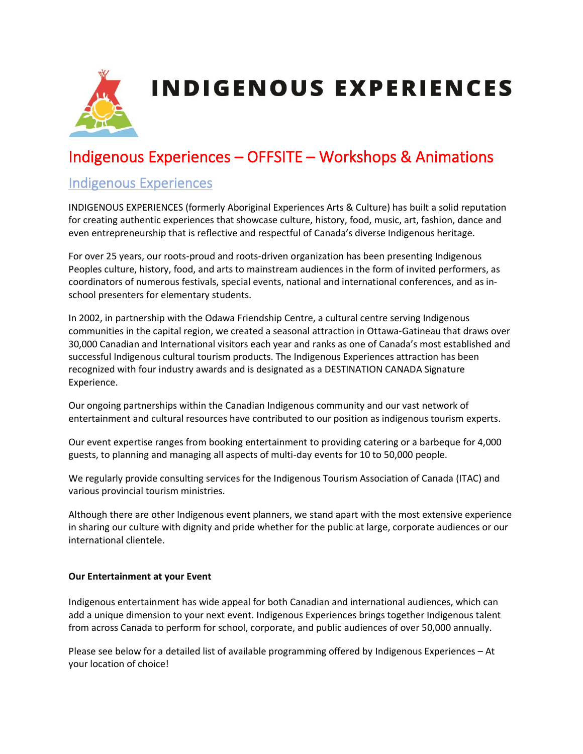# INDIGENOUS EXPERIENCES

## Indigenous Experiences – OFFSITE – Workshops & Animations

### Indigenous Experiences

INDIGENOUS EXPERIENCES (formerly Aboriginal Experiences Arts & Culture) has built a solid reputation for creating authentic experiences that showcase culture, history, food, music, art, fashion, dance and even entrepreneurship that is reflective and respectful of Canada's diverse Indigenous heritage.

For over 25 years, our roots-proud and roots-driven organization has been presenting Indigenous Peoples culture, history, food, and arts to mainstream audiences in the form of invited performers, as coordinators of numerous festivals, special events, national and international conferences, and as in-school presenters for elementary students.

In 2002, in partnership with the Odawa Friendship Centre, a cultural centre serving Indigenous communities in the capital region, we created a seasonal attraction in Ottawa-Gatineau that draws over 30,000 Canadian and International visitors each year and ranks as one of Canada's most established and successful Indigenous cultural tourism products. The Indigenous Experiences attraction has been recognized with four industry awards and is designated as a DESTINATION CANADA Signature Experience.

Our ongoing partnerships within the Canadian Indigenous community and our vast network of entertainment and cultural resources have contributed to our position as indigenous tourism experts.

Our event expertise ranges from booking entertainment to providing catering or a barbeque for 4,000 guests, to planning and managing all aspects of multi-day events for 10 to 50,000 people.

We regularly provide consulting services for the Indigenous Tourism Association of Canada (ITAC) and various provincial tourism ministries.

Although there are other Indigenous event planners, we stand apart with the most extensive experience in sharing our culture with dignity and pride whether for the public at large, corporate audiences or our international clientele.

**Our Entertainment at your Event**

Indigenous entertainment has wide appeal for both Canadian and international audiences, which can add a unique dimension to your next event. Indigenous Experiences brings together Indigenous talent from across Canada to perform for school, corporate, and public audiences of over 50,000 annually.

Please see below for a detailed list of available programming offered by Indigenous Experiences – At your location of choice!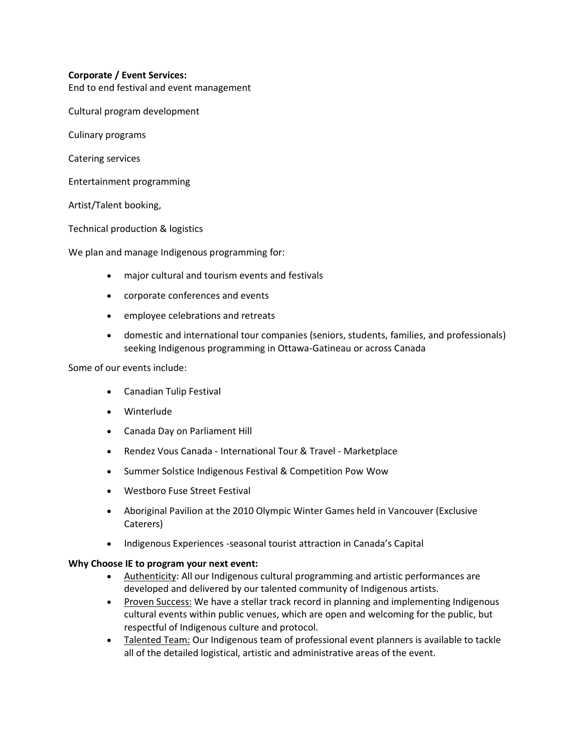**Corporate / Event Services:**

End to end festival and event management

Cultural program development

Culinary programs

Catering services

Entertainment programming

Artist/Talent booking,

Technical production & logistics

We plan and manage Indigenous programming for:

- major cultural and tourism events and festivals
- corporate conferences and events
- employee celebrations and retreats
- domestic and international tour companies (seniors, students, families, and professionals) seeking Indigenous programming in Ottawa-Gatineau or across Canada

Some of our events include:

- Canadian Tulip Festival
- Winterlude
- Canada Day on Parliament Hill
- Rendez Vous Canada - International Tour & Travel - Marketplace
- Summer Solstice Indigenous Festival & Competition Pow Wow
- Westboro Fuse Street Festival
- Aboriginal Pavilion at the 2010 Olympic Winter Games held in Vancouver (Exclusive Caterers)
- Indigenous Experiences -seasonal tourist attraction in Canada's Capital

**Why Choose IE to program your next event:**

- <u>Authenticity</u>: All our Indigenous cultural programming and artistic performances are developed and delivered by our talented community of Indigenous artists.
- <u>Proven Success:</u> We have a stellar track record in planning and implementing Indigenous cultural events within public venues, which are open and welcoming for the public, but respectful of Indigenous culture and protocol.
- <u>Talented Team:</u> Our Indigenous team of professional event planners is available to tackle all of the detailed logistical, artistic and administrative areas of the event.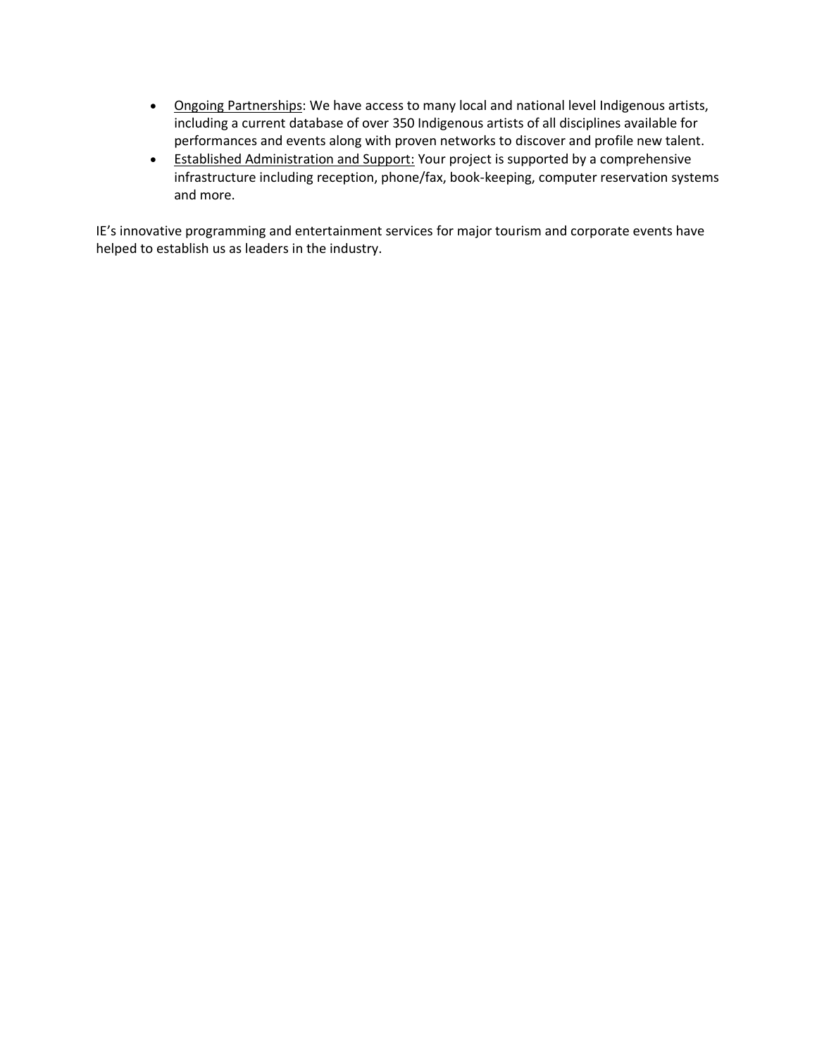- <u>Ongoing Partnerships</u>: We have access to many local and national level Indigenous artists, including a current database of over 350 Indigenous artists of all disciplines available for performances and events along with proven networks to discover and profile new talent.
- <u>Established Administration and Support:</u> Your project is supported by a comprehensive infrastructure including reception, phone/fax, book-keeping, computer reservation systems and more.

IE's innovative programming and entertainment services for major tourism and corporate events have helped to establish us as leaders in the industry.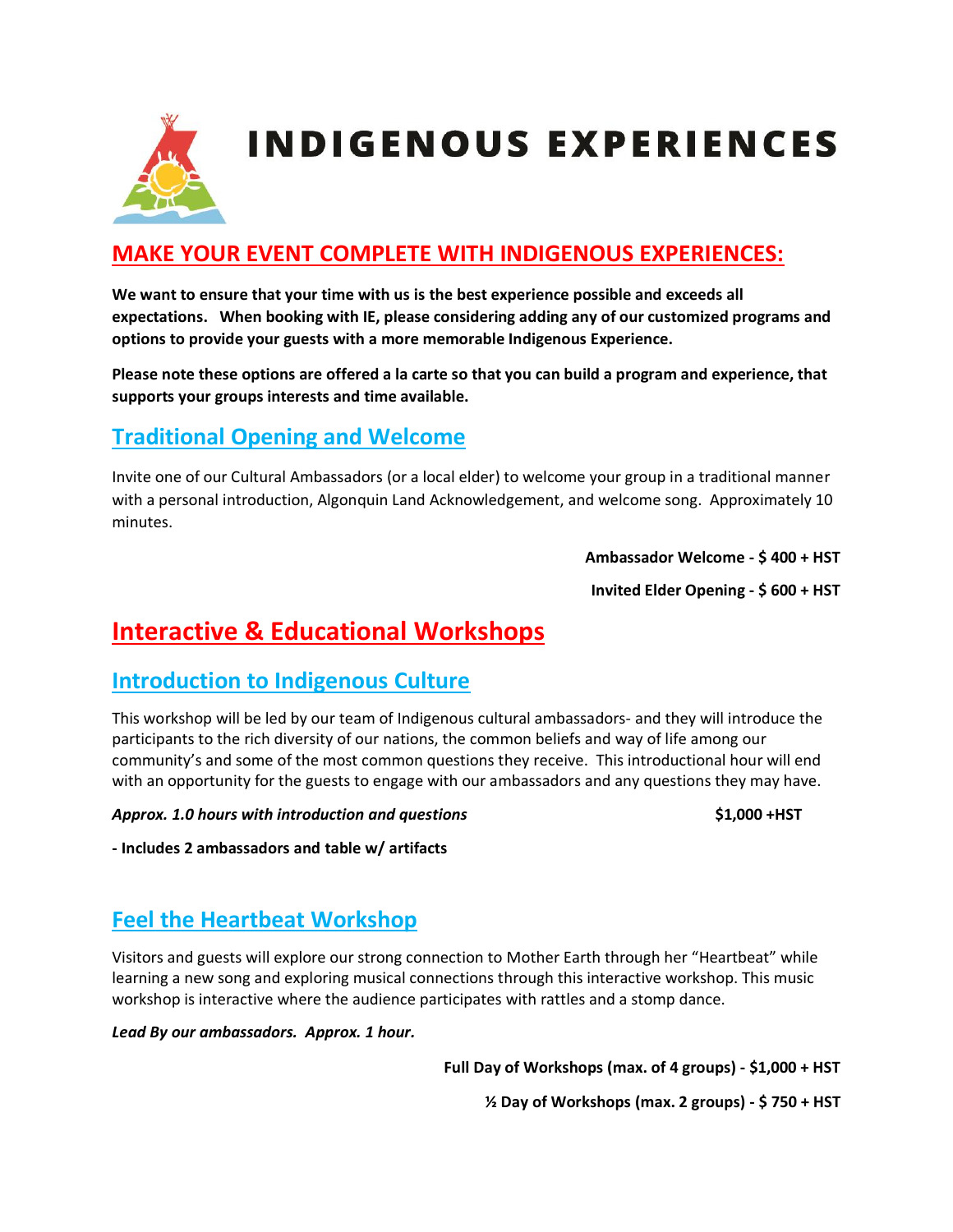# INDIGENOUS EXPERIENCES

## MAKE YOUR EVENT COMPLETE WITH INDIGENOUS EXPERIENCES:

**We want to ensure that your time with us is the best experience possible and exceeds all expectations. When booking with IE, please considering adding any of our customized programs and options to provide your guests with a more memorable Indigenous Experience.**

**Please note these options are offered a la carte so that you can build a program and experience, that supports your groups interests and time available.**

### Traditional Opening and Welcome

Invite one of our Cultural Ambassadors (or a local elder) to welcome your group in a traditional manner with a personal introduction, Algonquin Land Acknowledgement, and welcome song. Approximately 10 minutes.

**Ambassador Welcome - $ 400 + HST**

**Invited Elder Opening - $ 600 + HST**

## Interactive & Educational Workshops

### Introduction to Indigenous Culture

This workshop will be led by our team of Indigenous cultural ambassadors- and they will introduce the participants to the rich diversity of our nations, the common beliefs and way of life among our community's and some of the most common questions they receive. This introductional hour will end with an opportunity for the guests to engage with our ambassadors and any questions they may have.

***Approx. 1.0 hours with introduction and questions*** **$1,000 +HST**

**- Includes 2 ambassadors and table w/ artifacts**

### Feel the Heartbeat Workshop

Visitors and guests will explore our strong connection to Mother Earth through her "Heartbeat" while learning a new song and exploring musical connections through this interactive workshop. This music workshop is interactive where the audience participates with rattles and a stomp dance.

***Lead By our ambassadors. Approx. 1 hour.***

**Full Day of Workshops (max. of 4 groups) - $1,000 + HST**

**½ Day of Workshops (max. 2 groups) - $ 750 + HST**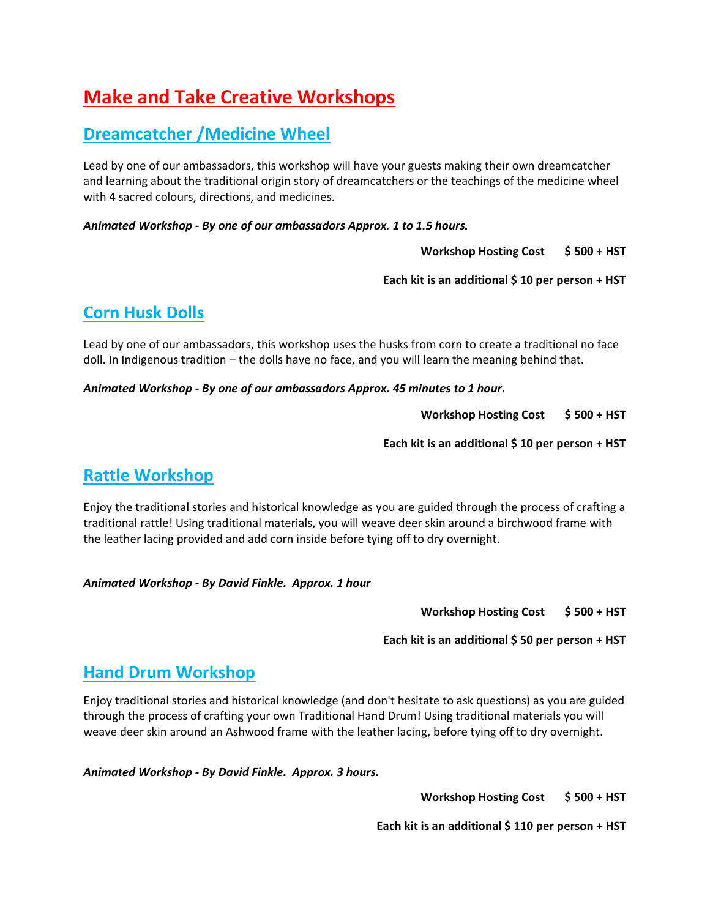# Make and Take Creative Workshops

## Dreamcatcher /Medicine Wheel

Lead by one of our ambassadors, this workshop will have your guests making their own dreamcatcher and learning about the traditional origin story of dreamcatchers or the teachings of the medicine wheel with 4 sacred colours, directions, and medicines.

***Animated Workshop - By one of our ambassadors Approx. 1 to 1.5 hours.***

**Workshop Hosting Cost $ 500 + HST**

**Each kit is an additional $ 10 per person + HST**

## Corn Husk Dolls

Lead by one of our ambassadors, this workshop uses the husks from corn to create a traditional no face doll. In Indigenous tradition – the dolls have no face, and you will learn the meaning behind that.

***Animated Workshop - By one of our ambassadors Approx. 45 minutes to 1 hour.***

**Workshop Hosting Cost $ 500 + HST**

**Each kit is an additional $ 10 per person + HST**

## Rattle Workshop

Enjoy the traditional stories and historical knowledge as you are guided through the process of crafting a traditional rattle! Using traditional materials, you will weave deer skin around a birchwood frame with the leather lacing provided and add corn inside before tying off to dry overnight.

***Animated Workshop - By David Finkle. Approx. 1 hour***

**Workshop Hosting Cost $ 500 + HST**

**Each kit is an additional $ 50 per person + HST**

## Hand Drum Workshop

Enjoy traditional stories and historical knowledge (and don't hesitate to ask questions) as you are guided through the process of crafting your own Traditional Hand Drum! Using traditional materials you will weave deer skin around an Ashwood frame with the leather lacing, before tying off to dry overnight.

***Animated Workshop - By David Finkle. Approx. 3 hours.***

**Workshop Hosting Cost $ 500 + HST**

**Each kit is an additional $ 110 per person + HST**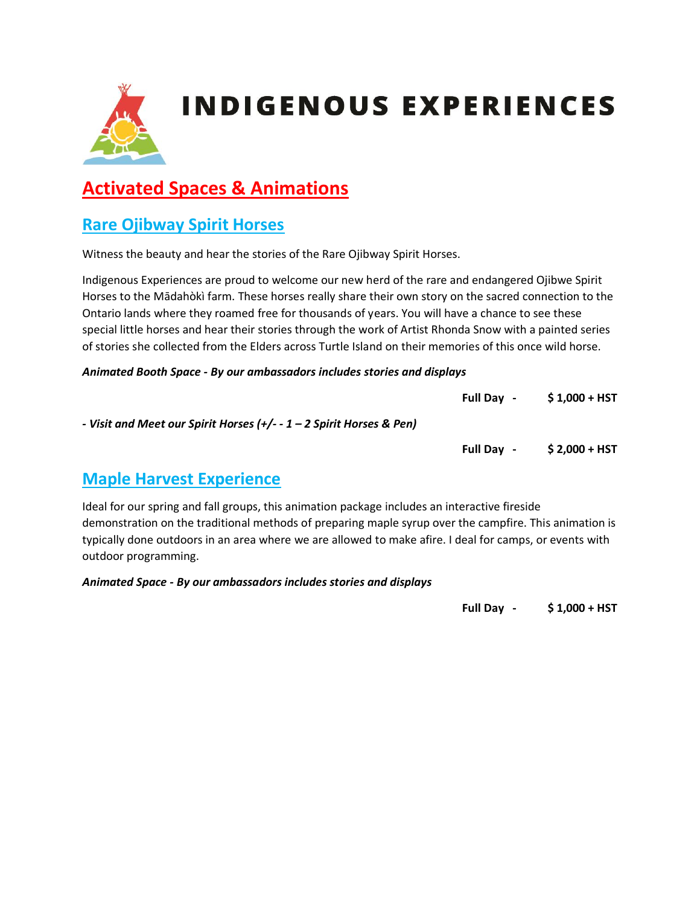# INDIGENOUS EXPERIENCES

## Activated Spaces & Animations

### Rare Ojibway Spirit Horses

Witness the beauty and hear the stories of the Rare Ojibway Spirit Horses.

Indigenous Experiences are proud to welcome our new herd of the rare and endangered Ojibwe Spirit Horses to the Mādahòkì farm. These horses really share their own story on the sacred connection to the Ontario lands where they roamed free for thousands of years. You will have a chance to see these special little horses and hear their stories through the work of Artist Rhonda Snow with a painted series of stories she collected from the Elders across Turtle Island on their memories of this once wild horse.

***Animated Booth Space - By our ambassadors includes stories and displays***

**Full Day - $ 1,000 + HST**

***- Visit and Meet our Spirit Horses (+/- - 1 – 2 Spirit Horses & Pen)***

**Full Day - $ 2,000 + HST**

### Maple Harvest Experience

Ideal for our spring and fall groups, this animation package includes an interactive fireside demonstration on the traditional methods of preparing maple syrup over the campfire. This animation is typically done outdoors in an area where we are allowed to make afire. I deal for camps, or events with outdoor programming.

***Animated Space - By our ambassadors includes stories and displays***

**Full Day - $ 1,000 + HST**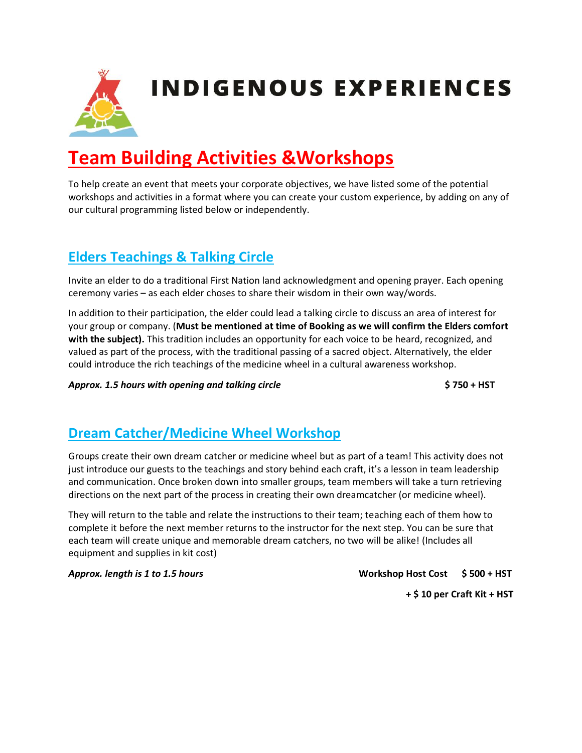# INDIGENOUS EXPERIENCES

## Team Building Activities &Workshops

To help create an event that meets your corporate objectives, we have listed some of the potential workshops and activities in a format where you can create your custom experience, by adding on any of our cultural programming listed below or independently.

### Elders Teachings & Talking Circle

Invite an elder to do a traditional First Nation land acknowledgment and opening prayer. Each opening ceremony varies – as each elder choses to share their wisdom in their own way/words.

In addition to their participation, the elder could lead a talking circle to discuss an area of interest for your group or company. (**Must be mentioned at time of Booking as we will confirm the Elders comfort with the subject).** This tradition includes an opportunity for each voice to be heard, recognized, and valued as part of the process, with the traditional passing of a sacred object. Alternatively, the elder could introduce the rich teachings of the medicine wheel in a cultural awareness workshop.

***Approx. 1.5 hours with opening and talking circle*** **$ 750 + HST**

### Dream Catcher/Medicine Wheel Workshop

Groups create their own dream catcher or medicine wheel but as part of a team! This activity does not just introduce our guests to the teachings and story behind each craft, it's a lesson in team leadership and communication. Once broken down into smaller groups, team members will take a turn retrieving directions on the next part of the process in creating their own dreamcatcher (or medicine wheel).

They will return to the table and relate the instructions to their team; teaching each of them how to complete it before the next member returns to the instructor for the next step. You can be sure that each team will create unique and memorable dream catchers, no two will be alike! (Includes all equipment and supplies in kit cost)

***Approx. length is 1 to 1.5 hours*** **Workshop Host Cost $ 500 + HST**

**+ $ 10 per Craft Kit + HST**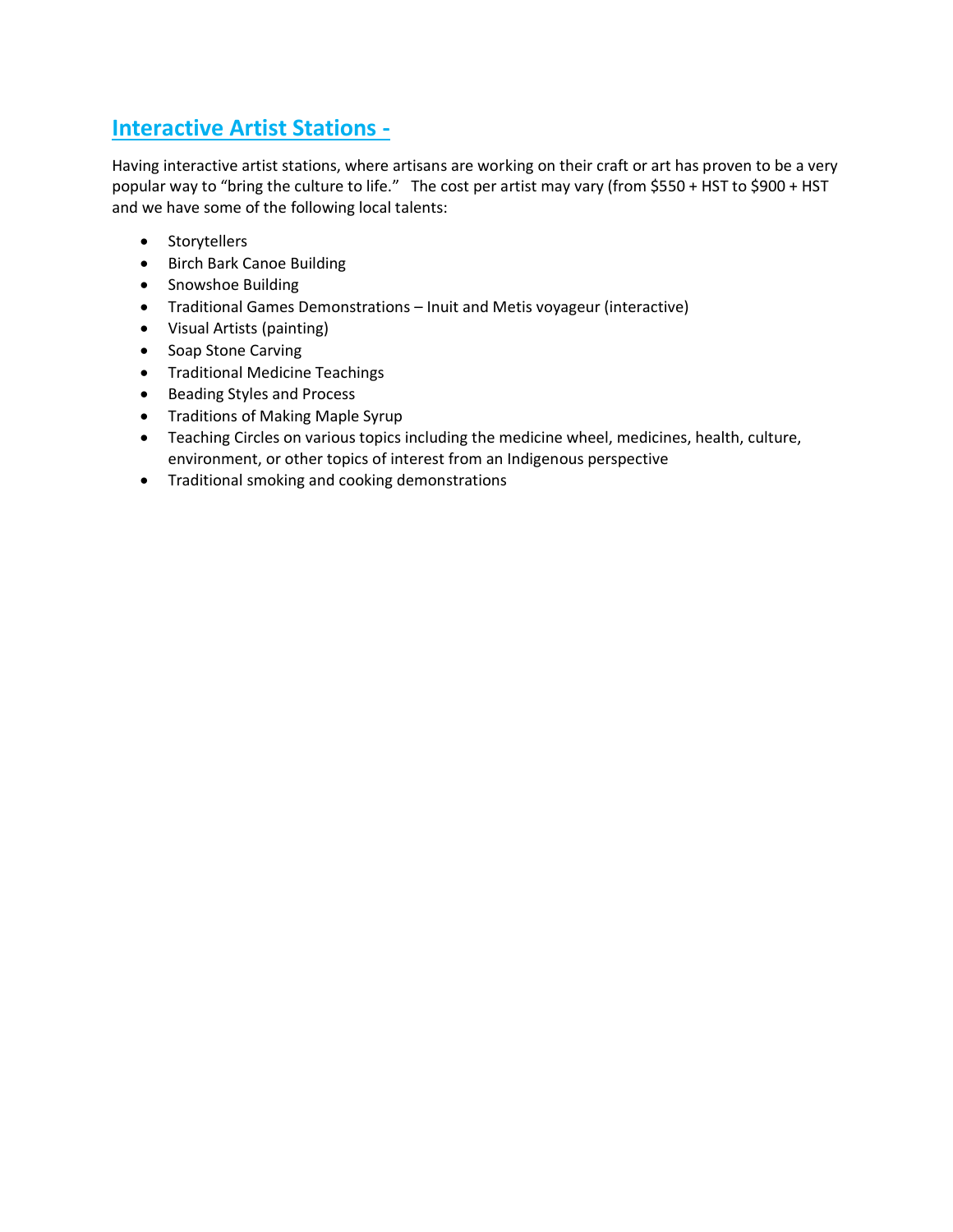## Interactive Artist Stations -

Having interactive artist stations, where artisans are working on their craft or art has proven to be a very popular way to "bring the culture to life." The cost per artist may vary (from $550 + HST to $900 + HST and we have some of the following local talents:

- Storytellers
- Birch Bark Canoe Building
- Snowshoe Building
- Traditional Games Demonstrations – Inuit and Metis voyageur (interactive)
- Visual Artists (painting)
- Soap Stone Carving
- Traditional Medicine Teachings
- Beading Styles and Process
- Traditions of Making Maple Syrup
- Teaching Circles on various topics including the medicine wheel, medicines, health, culture, environment, or other topics of interest from an Indigenous perspective
- Traditional smoking and cooking demonstrations